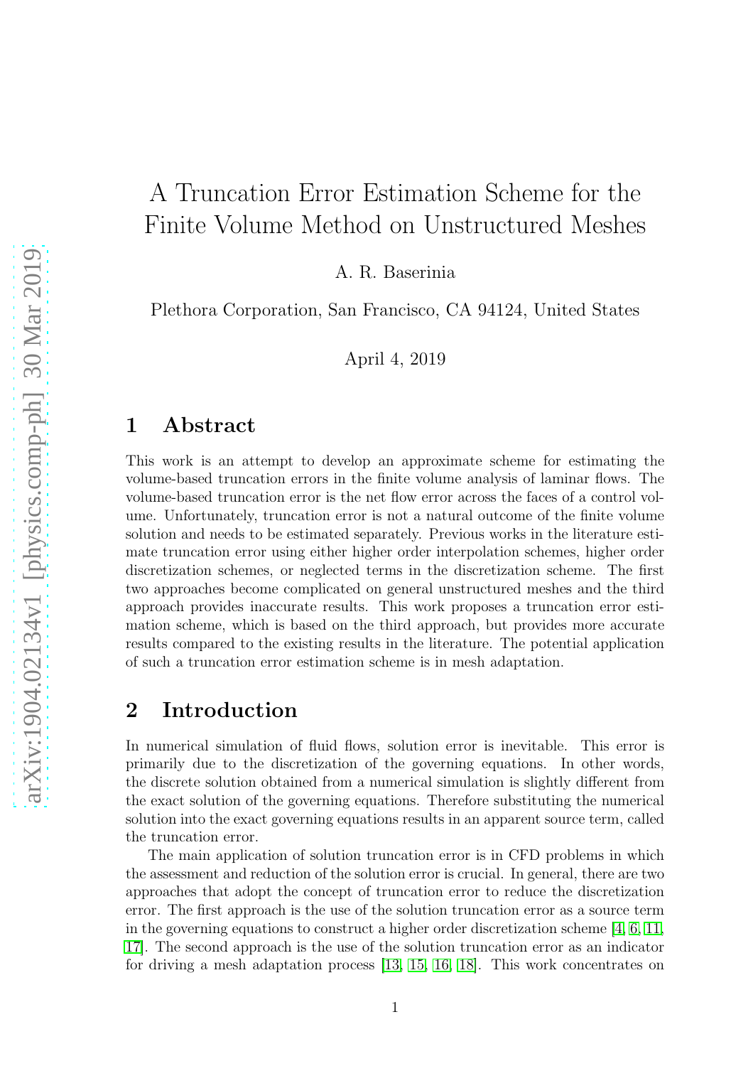# A Truncation Error Estimation Scheme for the Finite Volume Method on Unstructured Meshes

A. R. Baserinia

Plethora Corporation, San Francisco, CA 94124, United States

April 4, 2019

## 1 Abstract

This work is an attempt to develop an approximate scheme for estimating the volume-based truncation errors in the finite volume analysis of laminar flows. The volume-based truncation error is the net flow error across the faces of a control volume. Unfortunately, truncation error is not a natural outcome of the finite volume solution and needs to be estimated separately. Previous works in the literature estimate truncation error using either higher order interpolation schemes, higher order discretization schemes, or neglected terms in the discretization scheme. The first two approaches become complicated on general unstructured meshes and the third approach provides inaccurate results. This work proposes a truncation error estimation scheme, which is based on the third approach, but provides more accurate results compared to the existing results in the literature. The potential application of such a truncation error estimation scheme is in mesh adaptation.

## 2 Introduction

In numerical simulation of fluid flows, solution error is inevitable. This error is primarily due to the discretization of the governing equations. In other words, the discrete solution obtained from a numerical simulation is slightly different from the exact solution of the governing equations. Therefore substituting the numerical solution into the exact governing equations results in an apparent source term, called the truncation error.

The main application of solution truncation error is in CFD problems in which the assessment and reduction of the solution error is crucial. In general, there are two approaches that adopt the concept of truncation error to reduce the discretization error. The first approach is the use of the solution truncation error as a source term in the governing equations to construct a higher order discretization scheme [4, 6, 11, 17]. The second approach is the use of the solution truncation error as an indicator for driving a mesh adaptation process [13, 15, 16, 18]. This work concentrates on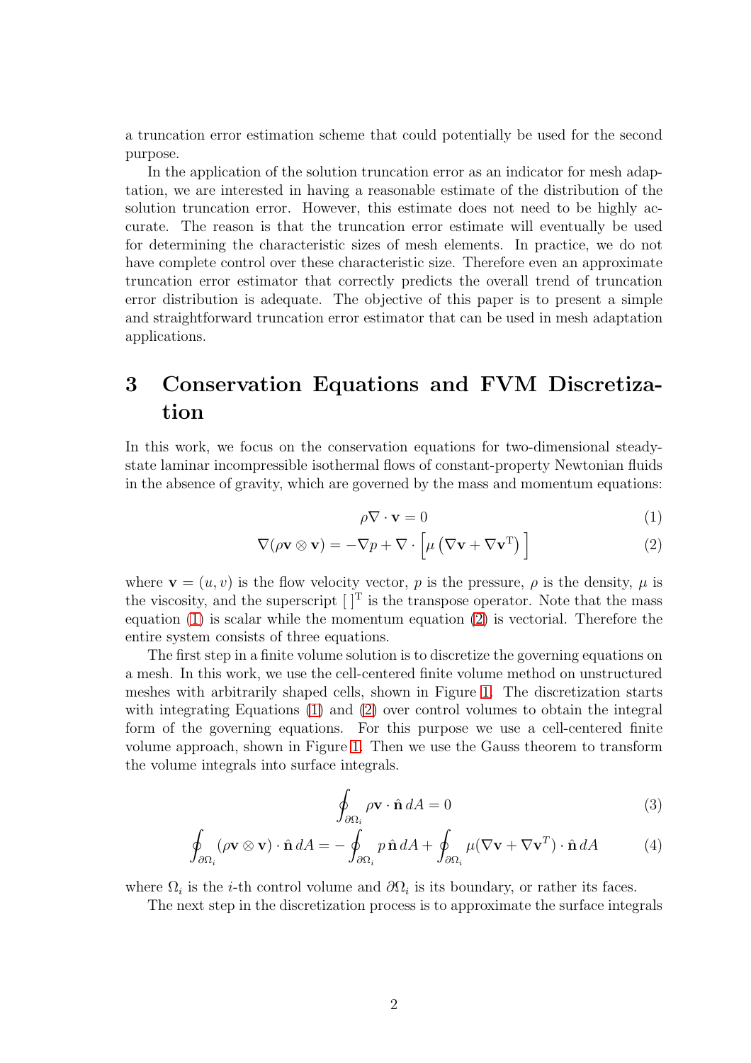a truncation error estimation scheme that could potentially be used for the second purpose.

In the application of the solution truncation error as an indicator for mesh adaptation, we are interested in having a reasonable estimate of the distribution of the solution truncation error. However, this estimate does not need to be highly accurate. The reason is that the truncation error estimate will eventually be used for determining the characteristic sizes of mesh elements. In practice, we do not have complete control over these characteristic size. Therefore even an approximate truncation error estimator that correctly predicts the overall trend of truncation error distribution is adequate. The objective of this paper is to present a simple and straightforward truncation error estimator that can be used in mesh adaptation applications.

# 3 Conservation Equations and FVM Discretization

In this work, we focus on the conservation equations for two-dimensional steady-state laminar incompressible isothermal flows of constant-property Newtonian fluids in the absence of gravity, which are governed by the mass and momentum equations:

$$\rho \nabla \cdot \mathbf{v} = 0 \tag{1}$$

$$\nabla(\rho \mathbf{v} \otimes \mathbf{v}) = -\nabla p + \nabla \cdot \left[ \mu \left( \nabla \mathbf{v} + \nabla \mathbf{v}^{\mathrm{T}} \right) \right] \tag{2}$$

where $\mathbf{v} = (u, v)$ is the flow velocity vector, $p$ is the pressure, $\rho$ is the density, $\mu$ is the viscosity, and the superscript $[\,]^{\mathrm{T}}$ is the transpose operator. Note that the mass equation (1) is scalar while the momentum equation (2) is vectorial. Therefore the entire system consists of three equations.

The first step in a finite volume solution is to discretize the governing equations on a mesh. In this work, we use the cell-centered finite volume method on unstructured meshes with arbitrarily shaped cells, shown in Figure 1. The discretization starts with integrating Equations (1) and (2) over control volumes to obtain the integral form of the governing equations. For this purpose we use a cell-centered finite volume approach, shown in Figure 1. Then we use the Gauss theorem to transform the volume integrals into surface integrals.

$$\oint_{\partial \Omega_i} \rho \mathbf{v} \cdot \hat{\mathbf{n}} \, dA = 0 \tag{3}$$

$$\oint_{\partial \Omega_i} (\rho \mathbf{v} \otimes \mathbf{v}) \cdot \hat{\mathbf{n}} \, dA = -\oint_{\partial \Omega_i} p \, \hat{\mathbf{n}} \, dA + \oint_{\partial \Omega_i} \mu (\nabla \mathbf{v} + \nabla \mathbf{v}^T) \cdot \hat{\mathbf{n}} \, dA \tag{4}$$

where $\Omega_i$ is the $i$-th control volume and $\partial \Omega_i$ is its boundary, or rather its faces.

The next step in the discretization process is to approximate the surface integrals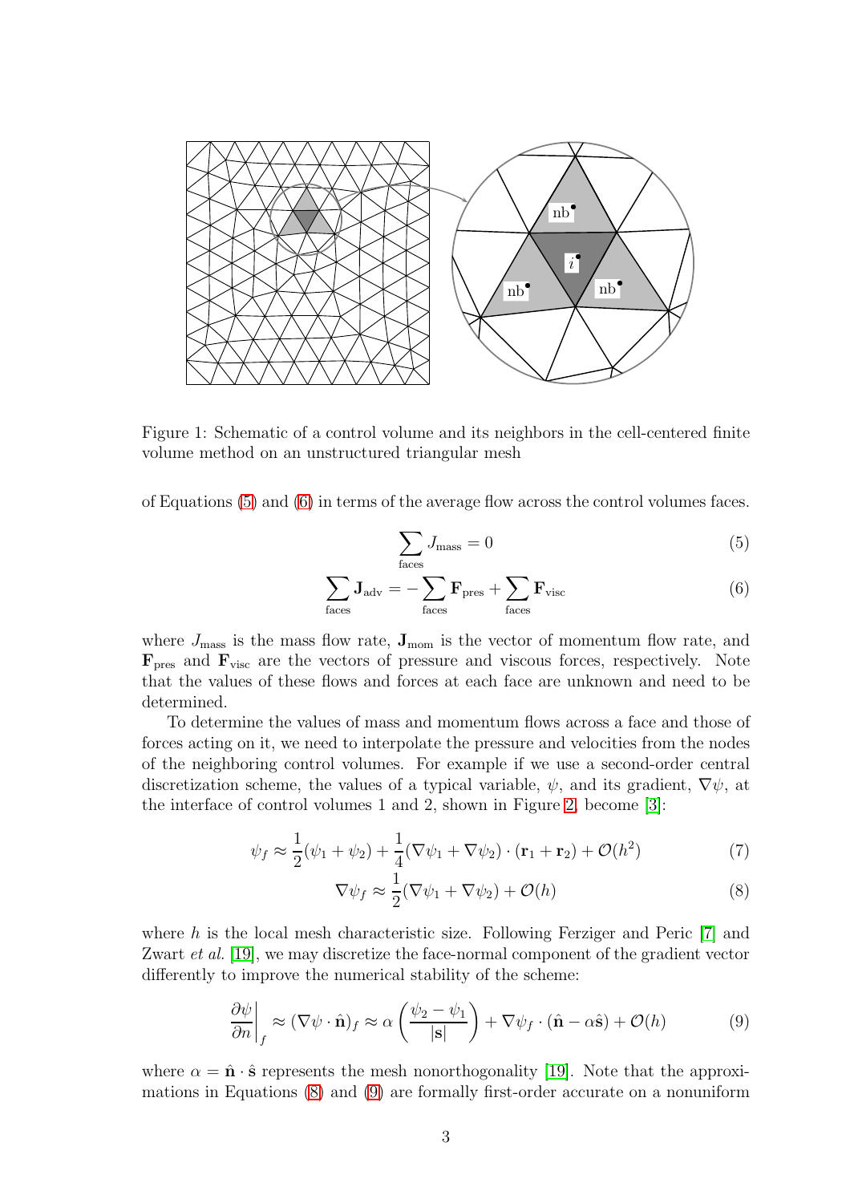Figure 1: Schematic of a control volume and its neighbors in the cell-centered finite volume method on an unstructured triangular mesh

of Equations (5) and (6) in terms of the average flow across the control volumes faces.

$$\sum_{\text{faces}} J_{\text{mass}} = 0 \tag{5}$$

$$\sum_{\text{faces}} \mathbf{J}_{\text{adv}} = -\sum_{\text{faces}} \mathbf{F}_{\text{pres}} + \sum_{\text{faces}} \mathbf{F}_{\text{visc}} \tag{6}$$

where $J_{\text{mass}}$ is the mass flow rate, $\mathbf{J}_{\text{mom}}$ is the vector of momentum flow rate, and $\mathbf{F}_{\text{pres}}$ and $\mathbf{F}_{\text{visc}}$ are the vectors of pressure and viscous forces, respectively. Note that the values of these flows and forces at each face are unknown and need to be determined.

To determine the values of mass and momentum flows across a face and those of forces acting on it, we need to interpolate the pressure and velocities from the nodes of the neighboring control volumes. For example if we use a second-order central discretization scheme, the values of a typical variable, $\psi$, and its gradient, $\nabla\psi$, at the interface of control volumes 1 and 2, shown in Figure 2, become [3]:

$$\psi_f \approx \frac{1}{2}(\psi_1 + \psi_2) + \frac{1}{4}(\nabla\psi_1 + \nabla\psi_2) \cdot (\mathbf{r}_1 + \mathbf{r}_2) + \mathcal{O}(h^2) \tag{7}$$

$$\nabla\psi_f \approx \frac{1}{2}(\nabla\psi_1 + \nabla\psi_2) + \mathcal{O}(h) \tag{8}$$

where $h$ is the local mesh characteristic size. Following Ferziger and Peric [7] and Zwart *et al.* [19], we may discretize the face-normal component of the gradient vector differently to improve the numerical stability of the scheme:

$$\left.\frac{\partial\psi}{\partial n}\right|_f \approx (\nabla\psi \cdot \hat{\mathbf{n}})_f \approx \alpha\left(\frac{\psi_2 - \psi_1}{|\mathbf{s}|}\right) + \nabla\psi_f \cdot (\hat{\mathbf{n}} - \alpha\hat{\mathbf{s}}) + \mathcal{O}(h) \tag{9}$$

where $\alpha = \hat{\mathbf{n}} \cdot \hat{\mathbf{s}}$ represents the mesh nonorthogonality [19]. Note that the approximations in Equations (8) and (9) are formally first-order accurate on a nonuniform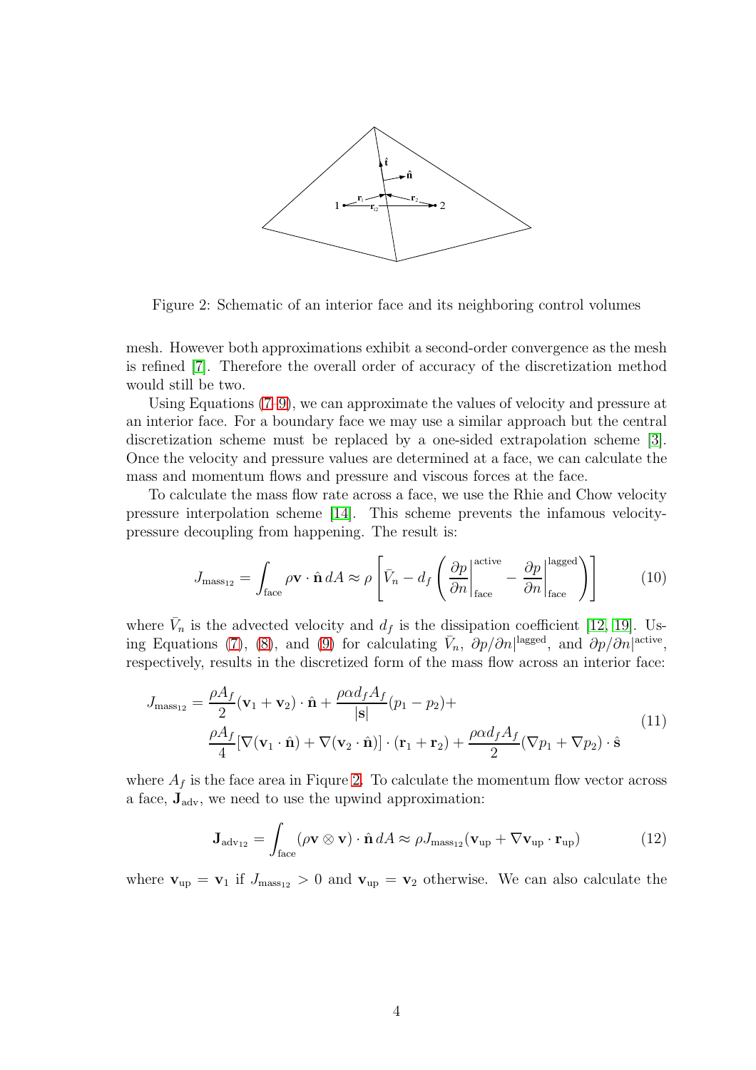Figure 2: Schematic of an interior face and its neighboring control volumes

mesh. However both approximations exhibit a second-order convergence as the mesh is refined [7]. Therefore the overall order of accuracy of the discretization method would still be two.

Using Equations (7–9), we can approximate the values of velocity and pressure at an interior face. For a boundary face we may use a similar approach but the central discretization scheme must be replaced by a one-sided extrapolation scheme [3]. Once the velocity and pressure values are determined at a face, we can calculate the mass and momentum flows and pressure and viscous forces at the face.

To calculate the mass flow rate across a face, we use the Rhie and Chow velocity pressure interpolation scheme [14]. This scheme prevents the infamous velocity-pressure decoupling from happening. The result is:

$$J_{\text{mass}_{12}} = \int_{\text{face}} \rho \mathbf{v} \cdot \hat{\mathbf{n}} \, dA \approx \rho \left[ \bar{V}_n - d_f \left( \frac{\partial p}{\partial n}\bigg|_{\text{face}}^{\text{active}} - \frac{\partial p}{\partial n}\bigg|_{\text{face}}^{\text{lagged}} \right) \right] \tag{10}$$

where $\bar{V}_n$ is the advected velocity and $d_f$ is the dissipation coefficient [12, 19]. Using Equations (7), (8), and (9) for calculating $\bar{V}_n$, $\partial p/\partial n|^{\text{lagged}}$, and $\partial p/\partial n|^{\text{active}}$, respectively, results in the discretized form of the mass flow across an interior face:

$$\begin{aligned} J_{\text{mass}_{12}} = {} & \frac{\rho A_f}{2}(\mathbf{v}_1 + \mathbf{v}_2) \cdot \hat{\mathbf{n}} + \frac{\rho \alpha d_f A_f}{|\mathbf{s}|}(p_1 - p_2) + \\ & \frac{\rho A_f}{4}[\nabla(\mathbf{v}_1 \cdot \hat{\mathbf{n}}) + \nabla(\mathbf{v}_2 \cdot \hat{\mathbf{n}})] \cdot (\mathbf{r}_1 + \mathbf{r}_2) + \frac{\rho \alpha d_f A_f}{2}(\nabla p_1 + \nabla p_2) \cdot \hat{\mathbf{s}} \end{aligned} \tag{11}$$

where $A_f$ is the face area in Fiqure 2. To calculate the momentum flow vector across a face, $\mathbf{J}_{\text{adv}}$, we need to use the upwind approximation:

$$\mathbf{J}_{\text{adv}_{12}} = \int_{\text{face}} (\rho \mathbf{v} \otimes \mathbf{v}) \cdot \hat{\mathbf{n}} \, dA \approx \rho J_{\text{mass}_{12}}(\mathbf{v}_{\text{up}} + \nabla \mathbf{v}_{\text{up}} \cdot \mathbf{r}_{\text{up}}) \tag{12}$$

where $\mathbf{v}_{\text{up}} = \mathbf{v}_1$ if $J_{\text{mass}_{12}} > 0$ and $\mathbf{v}_{\text{up}} = \mathbf{v}_2$ otherwise. We can also calculate the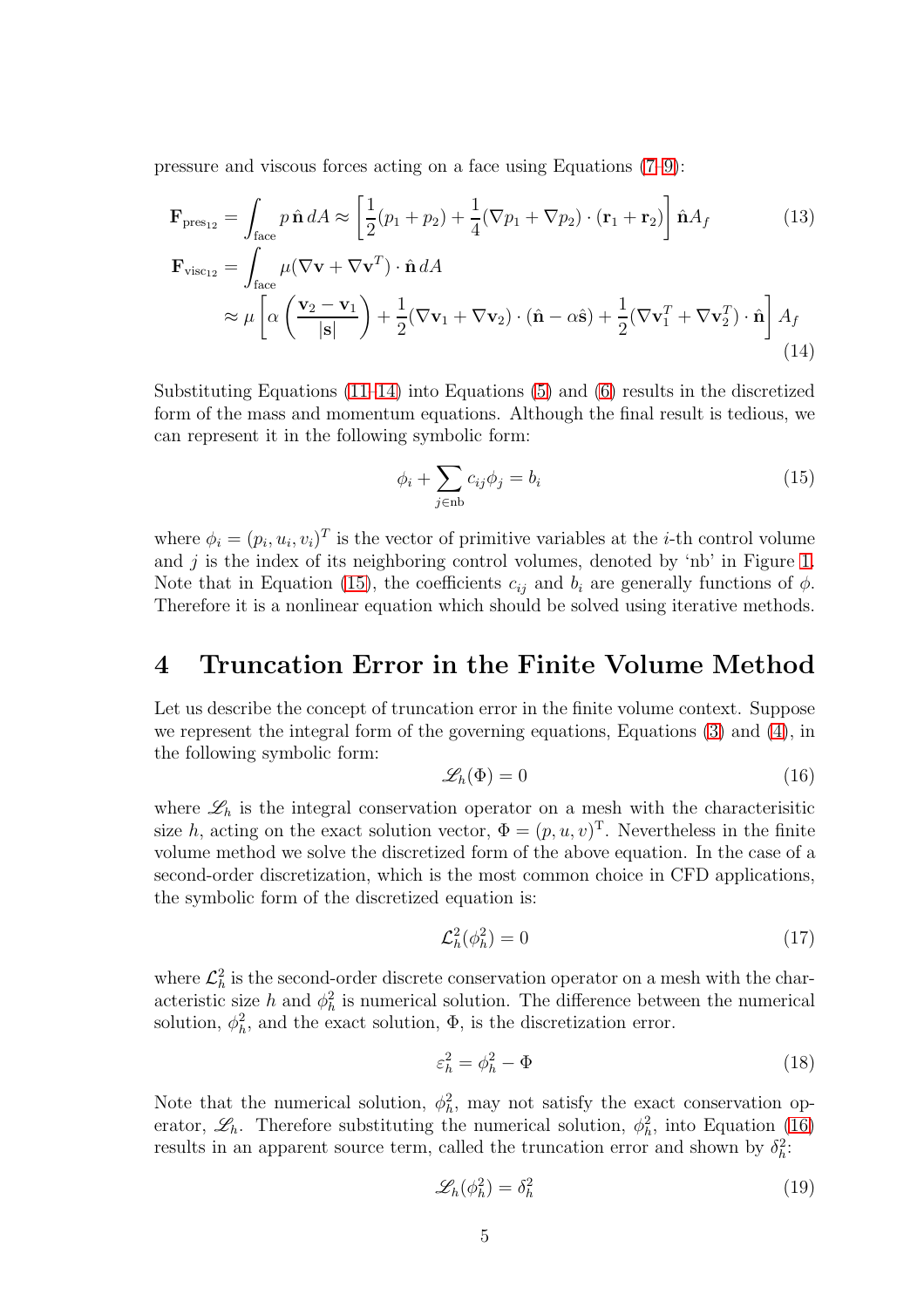pressure and viscous forces acting on a face using Equations (7–9):

$$\mathbf{F}_{\text{pres}_{12}} = \int_{\text{face}} p\,\hat{\mathbf{n}}\,dA \approx \left[\frac{1}{2}(p_1 + p_2) + \frac{1}{4}(\nabla p_1 + \nabla p_2)\cdot(\mathbf{r}_1 + \mathbf{r}_2)\right]\hat{\mathbf{n}}A_f \tag{13}$$

$$\begin{aligned}\mathbf{F}_{\text{visc}_{12}} &= \int_{\text{face}} \mu(\nabla\mathbf{v} + \nabla\mathbf{v}^T)\cdot\hat{\mathbf{n}}\,dA \\ &\approx \mu\left[\alpha\left(\frac{\mathbf{v}_2 - \mathbf{v}_1}{|\mathbf{s}|}\right) + \frac{1}{2}(\nabla\mathbf{v}_1 + \nabla\mathbf{v}_2)\cdot(\hat{\mathbf{n}} - \alpha\hat{\mathbf{s}}) + \frac{1}{2}(\nabla\mathbf{v}_1^T + \nabla\mathbf{v}_2^T)\cdot\hat{\mathbf{n}}\right]A_f\end{aligned} \tag{14}$$

Substituting Equations (11–14) into Equations (5) and (6) results in the discretized form of the mass and momentum equations. Although the final result is tedious, we can represent it in the following symbolic form:

$$\phi_i + \sum_{j\in\text{nb}} c_{ij}\phi_j = b_i \tag{15}$$

where $\phi_i = (p_i, u_i, v_i)^T$ is the vector of primitive variables at the $i$-th control volume and $j$ is the index of its neighboring control volumes, denoted by 'nb' in Figure 1. Note that in Equation (15), the coefficients $c_{ij}$ and $b_i$ are generally functions of $\phi$. Therefore it is a nonlinear equation which should be solved using iterative methods.

# 4 Truncation Error in the Finite Volume Method

Let us describe the concept of truncation error in the finite volume context. Suppose we represent the integral form of the governing equations, Equations (3) and (4), in the following symbolic form:

$$\mathscr{L}_h(\Phi) = 0 \tag{16}$$

where $\mathscr{L}_h$ is the integral conservation operator on a mesh with the characerisitic size $h$, acting on the exact solution vector, $\Phi = (p, u, v)^{\mathrm{T}}$. Nevertheless in the finite volume method we solve the discretized form of the above equation. In the case of a second-order discretization, which is the most common choice in CFD applications, the symbolic form of the discretized equation is:

$$\mathcal{L}_h^2(\phi_h^2) = 0 \tag{17}$$

where $\mathcal{L}_h^2$ is the second-order discrete conservation operator on a mesh with the characteristic size $h$ and $\phi_h^2$ is numerical solution. The difference between the numerical solution, $\phi_h^2$, and the exact solution, $\Phi$, is the discretization error.

$$\varepsilon_h^2 = \phi_h^2 - \Phi \tag{18}$$

Note that the numerical solution, $\phi_h^2$, may not satisfy the exact conservation operator, $\mathscr{L}_h$. Therefore substituting the numerical solution, $\phi_h^2$, into Equation (16) results in an apparent source term, called the truncation error and shown by $\delta_h^2$:

$$\mathscr{L}_h(\phi_h^2) = \delta_h^2 \tag{19}$$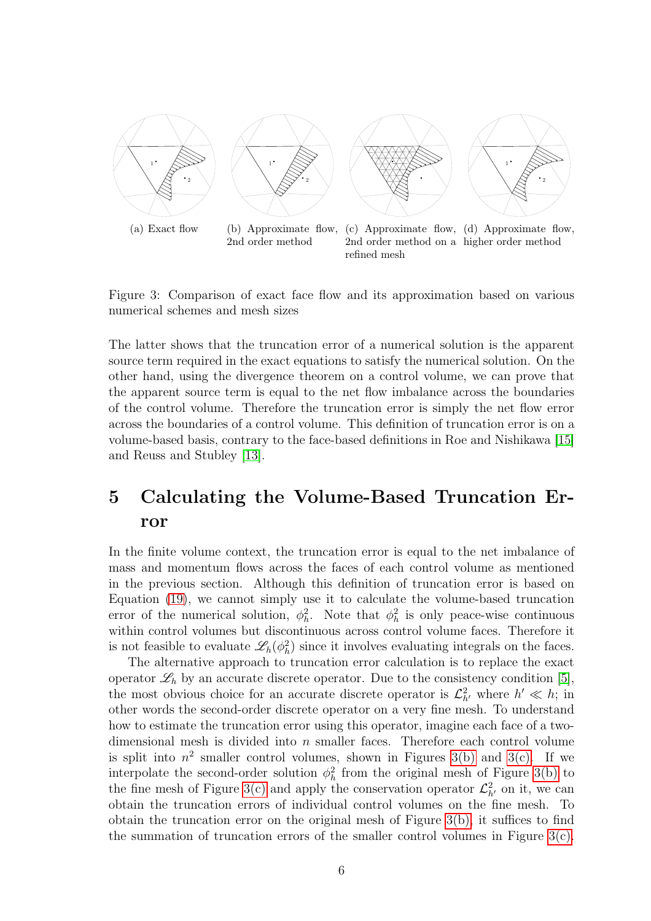(a) Exact flow

(b) Approximate flow, 2nd order method

(c) Approximate flow, 2nd order method on a refined mesh

(d) Approximate flow, higher order method

Figure 3: Comparison of exact face flow and its approximation based on various numerical schemes and mesh sizes

The latter shows that the truncation error of a numerical solution is the apparent source term required in the exact equations to satisfy the numerical solution. On the other hand, using the divergence theorem on a control volume, we can prove that the apparent source term is equal to the net flow imbalance across the boundaries of the control volume. Therefore the truncation error is simply the net flow error across the boundaries of a control volume. This definition of truncation error is on a volume-based basis, contrary to the face-based definitions in Roe and Nishikawa [15] and Reuss and Stubley [13].

# 5 Calculating the Volume-Based Truncation Error

In the finite volume context, the truncation error is equal to the net imbalance of mass and momentum flows across the faces of each control volume as mentioned in the previous section. Although this definition of truncation error is based on Equation (19), we cannot simply use it to calculate the volume-based truncation error of the numerical solution, $\phi_h^2$. Note that $\phi_h^2$ is only peace-wise continuous within control volumes but discontinuous across control volume faces. Therefore it is not feasible to evaluate $\mathscr{L}_h(\phi_h^2)$ since it involves evaluating integrals on the faces.

The alternative approach to truncation error calculation is to replace the exact operator $\mathscr{L}_h$ by an accurate discrete operator. Due to the consistency condition [5], the most obvious choice for an accurate discrete operator is $\mathcal{L}_{h'}^2$ where $h' \ll h$; in other words the second-order discrete operator on a very fine mesh. To understand how to estimate the truncation error using this operator, imagine each face of a two-dimensional mesh is divided into $n$ smaller faces. Therefore each control volume is split into $n^2$ smaller control volumes, shown in Figures 3(b) and 3(c). If we interpolate the second-order solution $\phi_h^2$ from the original mesh of Figure 3(b) to the fine mesh of Figure 3(c) and apply the conservation operator $\mathcal{L}_{h'}^2$ on it, we can obtain the truncation errors of individual control volumes on the fine mesh. To obtain the truncation error on the original mesh of Figure 3(b), it suffices to find the summation of truncation errors of the smaller control volumes in Figure 3(c).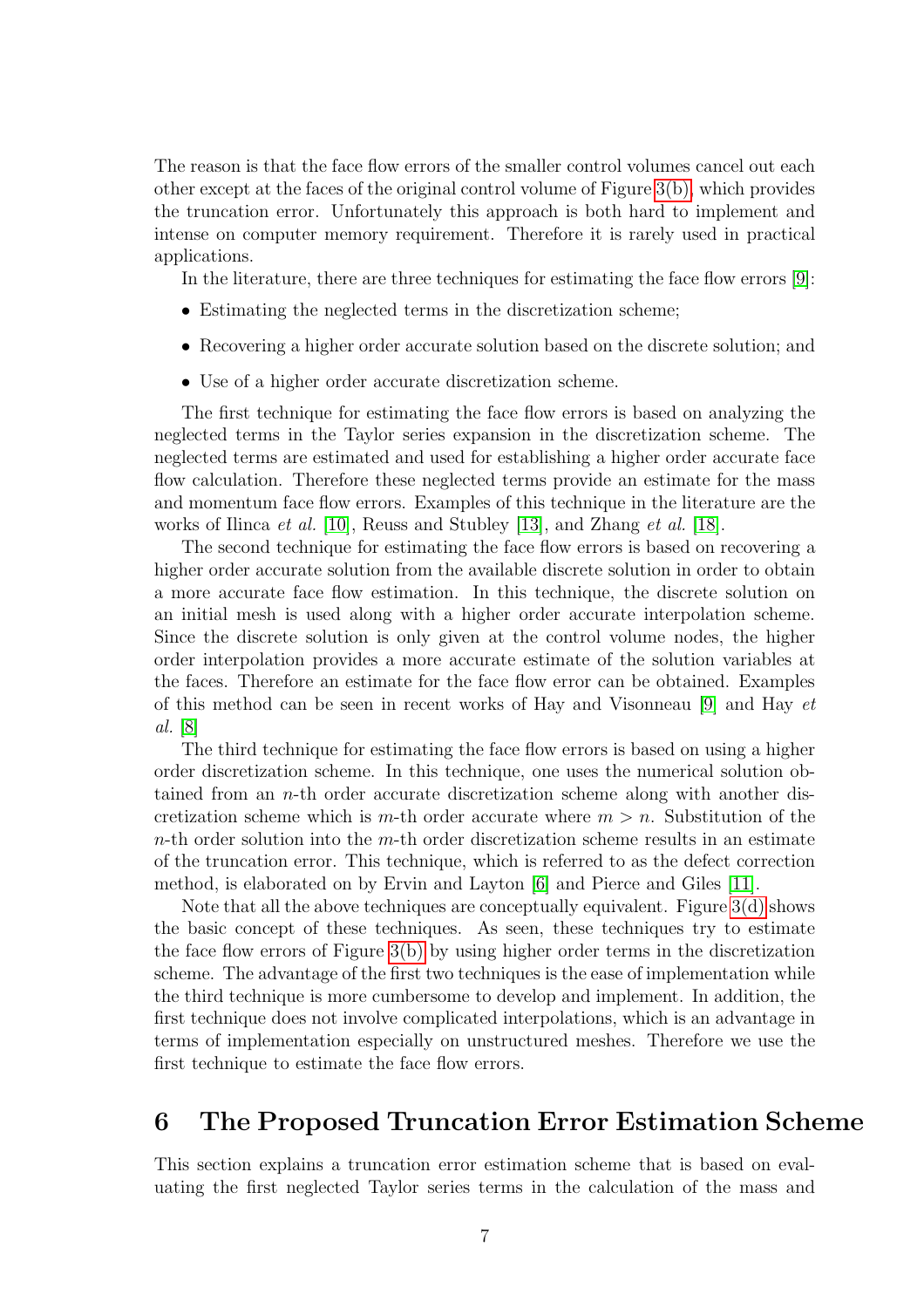The reason is that the face flow errors of the smaller control volumes cancel out each other except at the faces of the original control volume of Figure 3(b), which provides the truncation error. Unfortunately this approach is both hard to implement and intense on computer memory requirement. Therefore it is rarely used in practical applications.

In the literature, there are three techniques for estimating the face flow errors [9]:

- Estimating the neglected terms in the discretization scheme;
- Recovering a higher order accurate solution based on the discrete solution; and
- Use of a higher order accurate discretization scheme.

The first technique for estimating the face flow errors is based on analyzing the neglected terms in the Taylor series expansion in the discretization scheme. The neglected terms are estimated and used for establishing a higher order accurate face flow calculation. Therefore these neglected terms provide an estimate for the mass and momentum face flow errors. Examples of this technique in the literature are the works of Ilinca *et al.* [10], Reuss and Stubley [13], and Zhang *et al.* [18].

The second technique for estimating the face flow errors is based on recovering a higher order accurate solution from the available discrete solution in order to obtain a more accurate face flow estimation. In this technique, the discrete solution on an initial mesh is used along with a higher order accurate interpolation scheme. Since the discrete solution is only given at the control volume nodes, the higher order interpolation provides a more accurate estimate of the solution variables at the faces. Therefore an estimate for the face flow error can be obtained. Examples of this method can be seen in recent works of Hay and Visonneau [9] and Hay *et al.* [8]

The third technique for estimating the face flow errors is based on using a higher order discretization scheme. In this technique, one uses the numerical solution obtained from an $n$-th order accurate discretization scheme along with another discretization scheme which is $m$-th order accurate where $m > n$. Substitution of the $n$-th order solution into the $m$-th order discretization scheme results in an estimate of the truncation error. This technique, which is referred to as the defect correction method, is elaborated on by Ervin and Layton [6] and Pierce and Giles [11].

Note that all the above techniques are conceptually equivalent. Figure 3(d) shows the basic concept of these techniques. As seen, these techniques try to estimate the face flow errors of Figure 3(b) by using higher order terms in the discretization scheme. The advantage of the first two techniques is the ease of implementation while the third technique is more cumbersome to develop and implement. In addition, the first technique does not involve complicated interpolations, which is an advantage in terms of implementation especially on unstructured meshes. Therefore we use the first technique to estimate the face flow errors.

# 6 The Proposed Truncation Error Estimation Scheme

This section explains a truncation error estimation scheme that is based on evaluating the first neglected Taylor series terms in the calculation of the mass and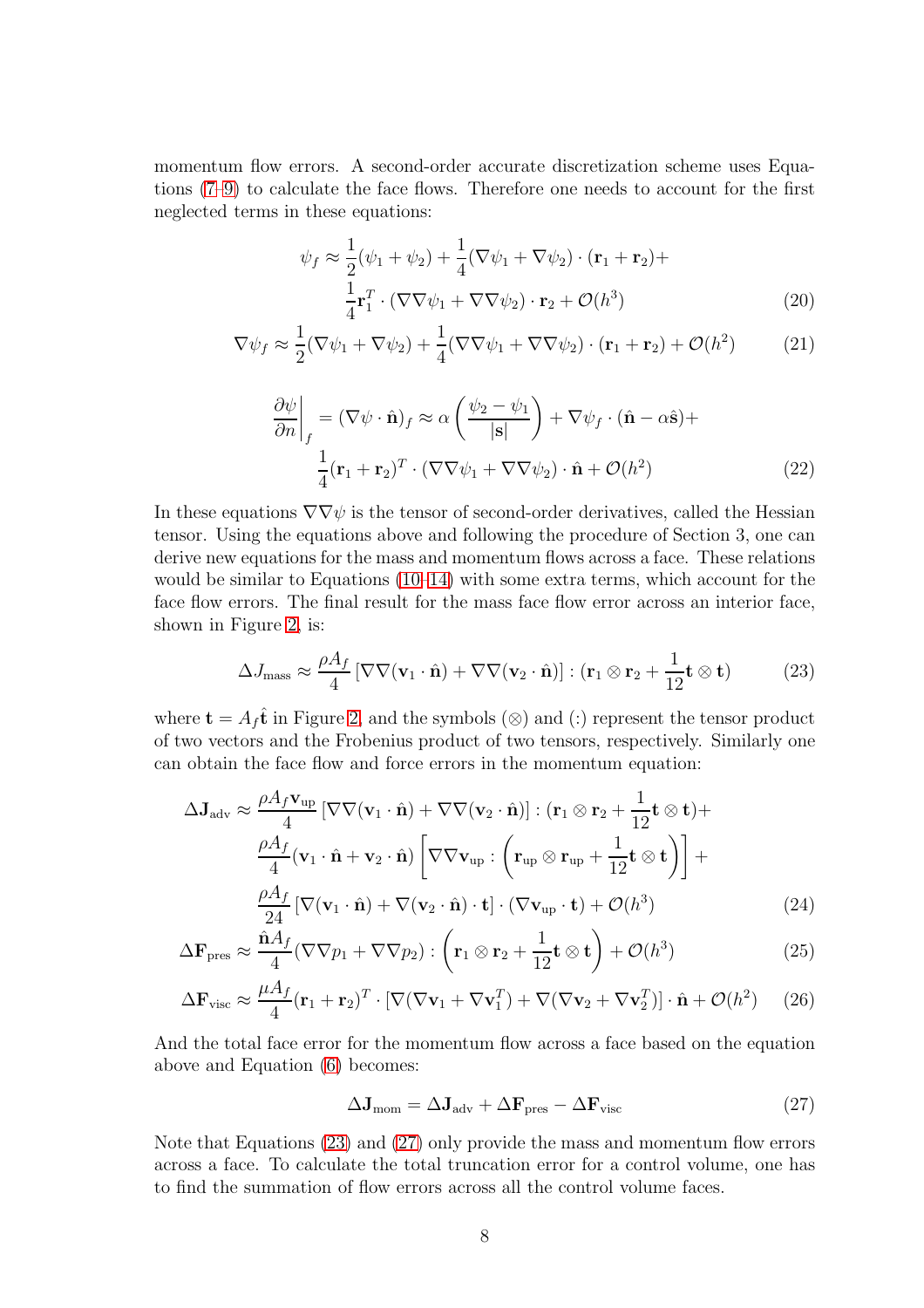momentum flow errors. A second-order accurate discretization scheme uses Equations (7–9) to calculate the face flows. Therefore one needs to account for the first neglected terms in these equations:

$$
\begin{aligned}
\psi_f \approx \frac{1}{2}(\psi_1 + \psi_2) + \frac{1}{4}(\nabla\psi_1 + \nabla\psi_2)\cdot(\mathbf{r}_1 + \mathbf{r}_2) + \\
\frac{1}{4}\mathbf{r}_1^T \cdot (\nabla\nabla\psi_1 + \nabla\nabla\psi_2)\cdot \mathbf{r}_2 + \mathcal{O}(h^3)
\end{aligned}
\tag{20}
$$

$$
\nabla\psi_f \approx \frac{1}{2}(\nabla\psi_1 + \nabla\psi_2) + \frac{1}{4}(\nabla\nabla\psi_1 + \nabla\nabla\psi_2)\cdot(\mathbf{r}_1 + \mathbf{r}_2) + \mathcal{O}(h^2) \tag{21}
$$

$$
\begin{aligned}
\left.\frac{\partial\psi}{\partial n}\right|_f = (\nabla\psi\cdot\hat{\mathbf{n}})_f \approx \alpha\left(\frac{\psi_2 - \psi_1}{|\mathbf{s}|}\right) + \nabla\psi_f\cdot(\hat{\mathbf{n}} - \alpha\hat{\mathbf{s}}) + \\
\frac{1}{4}(\mathbf{r}_1 + \mathbf{r}_2)^T\cdot(\nabla\nabla\psi_1 + \nabla\nabla\psi_2)\cdot\hat{\mathbf{n}} + \mathcal{O}(h^2)
\end{aligned}
\tag{22}
$$

In these equations $\nabla\nabla\psi$ is the tensor of second-order derivatives, called the Hessian tensor. Using the equations above and following the procedure of Section 3, one can derive new equations for the mass and momentum flows across a face. These relations would be similar to Equations (10–14) with some extra terms, which account for the face flow errors. The final result for the mass face flow error across an interior face, shown in Figure 2, is:

$$
\Delta J_{\text{mass}} \approx \frac{\rho A_f}{4}\left[\nabla\nabla(\mathbf{v}_1\cdot\hat{\mathbf{n}}) + \nabla\nabla(\mathbf{v}_2\cdot\hat{\mathbf{n}})\right] : (\mathbf{r}_1\otimes\mathbf{r}_2 + \frac{1}{12}\mathbf{t}\otimes\mathbf{t}) \tag{23}
$$

where $\mathbf{t} = A_f\hat{\mathbf{t}}$ in Figure 2, and the symbols ($\otimes$) and (:) represent the tensor product of two vectors and the Frobenius product of two tensors, respectively. Similarly one can obtain the face flow and force errors in the momentum equation:

$$
\begin{aligned}
\Delta\mathbf{J}_{\text{adv}} \approx \frac{\rho A_f \mathbf{v}_{\text{up}}}{4}\left[\nabla\nabla(\mathbf{v}_1\cdot\hat{\mathbf{n}}) + \nabla\nabla(\mathbf{v}_2\cdot\hat{\mathbf{n}})\right] : (\mathbf{r}_1\otimes\mathbf{r}_2 + \frac{1}{12}\mathbf{t}\otimes\mathbf{t}) + \\
\frac{\rho A_f}{4}(\mathbf{v}_1\cdot\hat{\mathbf{n}} + \mathbf{v}_2\cdot\hat{\mathbf{n}})\left[\nabla\nabla\mathbf{v}_{\text{up}} : \left(\mathbf{r}_{\text{up}}\otimes\mathbf{r}_{\text{up}} + \frac{1}{12}\mathbf{t}\otimes\mathbf{t}\right)\right] + \\
\frac{\rho A_f}{24}\left[\nabla(\mathbf{v}_1\cdot\hat{\mathbf{n}}) + \nabla(\mathbf{v}_2\cdot\hat{\mathbf{n}})\cdot\mathbf{t}\right]\cdot(\nabla\mathbf{v}_{\text{up}}\cdot\mathbf{t}) + \mathcal{O}(h^3)
\end{aligned}
\tag{24}
$$

$$
\Delta\mathbf{F}_{\text{pres}} \approx \frac{\hat{\mathbf{n}}A_f}{4}(\nabla\nabla p_1 + \nabla\nabla p_2) : \left(\mathbf{r}_1\otimes\mathbf{r}_2 + \frac{1}{12}\mathbf{t}\otimes\mathbf{t}\right) + \mathcal{O}(h^3) \tag{25}
$$

$$
\Delta\mathbf{F}_{\text{visc}} \approx \frac{\mu A_f}{4}(\mathbf{r}_1 + \mathbf{r}_2)^T\cdot\left[\nabla(\nabla\mathbf{v}_1 + \nabla\mathbf{v}_1^T) + \nabla(\nabla\mathbf{v}_2 + \nabla\mathbf{v}_2^T)\right]\cdot\hat{\mathbf{n}} + \mathcal{O}(h^2) \tag{26}
$$

And the total face error for the momentum flow across a face based on the equation above and Equation (6) becomes:

$$
\Delta\mathbf{J}_{\text{mom}} = \Delta\mathbf{J}_{\text{adv}} + \Delta\mathbf{F}_{\text{pres}} - \Delta\mathbf{F}_{\text{visc}} \tag{27}
$$

Note that Equations (23) and (27) only provide the mass and momentum flow errors across a face. To calculate the total truncation error for a control volume, one has to find the summation of flow errors across all the control volume faces.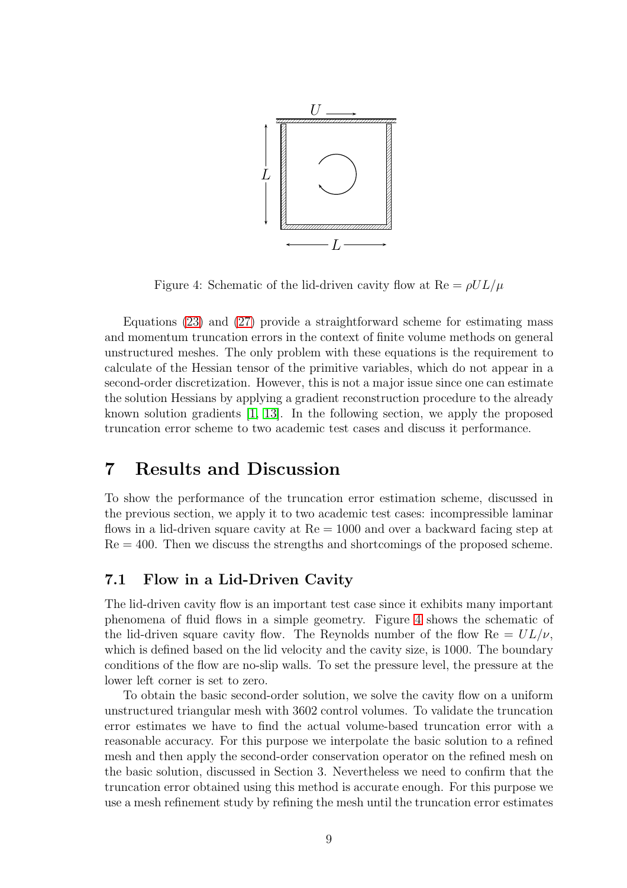Figure 4: Schematic of the lid-driven cavity flow at $\mathrm{Re} = \rho UL/\mu$

Equations (23) and (27) provide a straightforward scheme for estimating mass and momentum truncation errors in the context of finite volume methods on general unstructured meshes. The only problem with these equations is the requirement to calculate of the Hessian tensor of the primitive variables, which do not appear in a second-order discretization. However, this is not a major issue since one can estimate the solution Hessians by applying a gradient reconstruction procedure to the already known solution gradients [1, 13]. In the following section, we apply the proposed truncation error scheme to two academic test cases and discuss it performance.

# 7 Results and Discussion

To show the performance of the truncation error estimation scheme, discussed in the previous section, we apply it to two academic test cases: incompressible laminar flows in a lid-driven square cavity at $\mathrm{Re} = 1000$ and over a backward facing step at $\mathrm{Re} = 400$. Then we discuss the strengths and shortcomings of the proposed scheme.

## 7.1 Flow in a Lid-Driven Cavity

The lid-driven cavity flow is an important test case since it exhibits many important phenomena of fluid flows in a simple geometry. Figure 4 shows the schematic of the lid-driven square cavity flow. The Reynolds number of the flow $\mathrm{Re} = UL/\nu$, which is defined based on the lid velocity and the cavity size, is 1000. The boundary conditions of the flow are no-slip walls. To set the pressure level, the pressure at the lower left corner is set to zero.

To obtain the basic second-order solution, we solve the cavity flow on a uniform unstructured triangular mesh with 3602 control volumes. To validate the truncation error estimates we have to find the actual volume-based truncation error with a reasonable accuracy. For this purpose we interpolate the basic solution to a refined mesh and then apply the second-order conservation operator on the refined mesh on the basic solution, discussed in Section 3. Nevertheless we need to confirm that the truncation error obtained using this method is accurate enough. For this purpose we use a mesh refinement study by refining the mesh until the truncation error estimates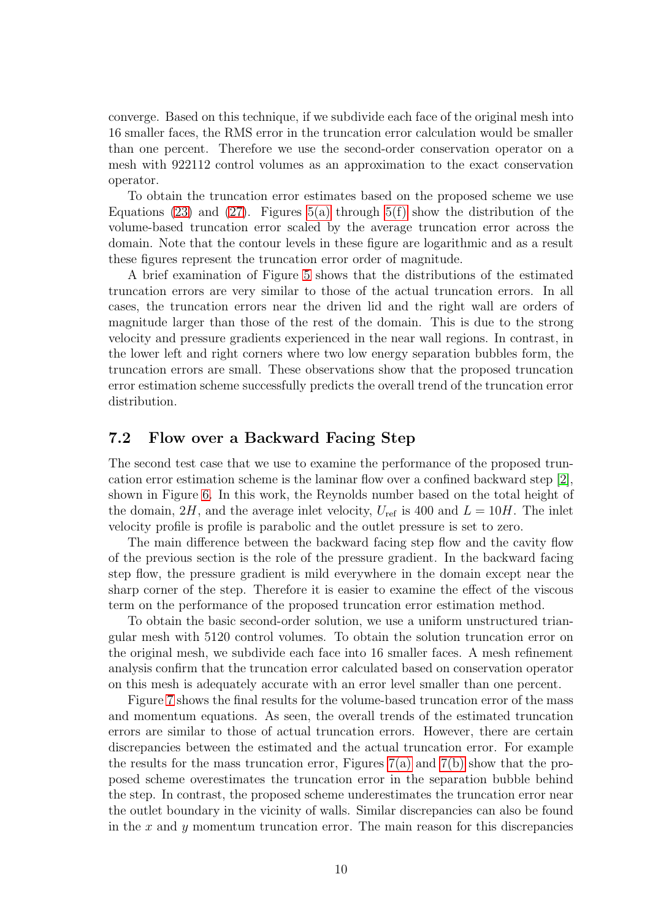converge. Based on this technique, if we subdivide each face of the original mesh into 16 smaller faces, the RMS error in the truncation error calculation would be smaller than one percent. Therefore we use the second-order conservation operator on a mesh with 922112 control volumes as an approximation to the exact conservation operator.

To obtain the truncation error estimates based on the proposed scheme we use Equations (23) and (27). Figures 5(a) through 5(f) show the distribution of the volume-based truncation error scaled by the average truncation error across the domain. Note that the contour levels in these figure are logarithmic and as a result these figures represent the truncation error order of magnitude.

A brief examination of Figure 5 shows that the distributions of the estimated truncation errors are very similar to those of the actual truncation errors. In all cases, the truncation errors near the driven lid and the right wall are orders of magnitude larger than those of the rest of the domain. This is due to the strong velocity and pressure gradients experienced in the near wall regions. In contrast, in the lower left and right corners where two low energy separation bubbles form, the truncation errors are small. These observations show that the proposed truncation error estimation scheme successfully predicts the overall trend of the truncation error distribution.

## 7.2 Flow over a Backward Facing Step

The second test case that we use to examine the performance of the proposed truncation error estimation scheme is the laminar flow over a confined backward step [2], shown in Figure 6. In this work, the Reynolds number based on the total height of the domain, $2H$, and the average inlet velocity, $U_{\text{ref}}$ is 400 and $L = 10H$. The inlet velocity profile is profile is parabolic and the outlet pressure is set to zero.

The main difference between the backward facing step flow and the cavity flow of the previous section is the role of the pressure gradient. In the backward facing step flow, the pressure gradient is mild everywhere in the domain except near the sharp corner of the step. Therefore it is easier to examine the effect of the viscous term on the performance of the proposed truncation error estimation method.

To obtain the basic second-order solution, we use a uniform unstructured triangular mesh with 5120 control volumes. To obtain the solution truncation error on the original mesh, we subdivide each face into 16 smaller faces. A mesh refinement analysis confirm that the truncation error calculated based on conservation operator on this mesh is adequately accurate with an error level smaller than one percent.

Figure 7 shows the final results for the volume-based truncation error of the mass and momentum equations. As seen, the overall trends of the estimated truncation errors are similar to those of actual truncation errors. However, there are certain discrepancies between the estimated and the actual truncation error. For example the results for the mass truncation error, Figures 7(a) and 7(b) show that the proposed scheme overestimates the truncation error in the separation bubble behind the step. In contrast, the proposed scheme underestimates the truncation error near the outlet boundary in the vicinity of walls. Similar discrepancies can also be found in the $x$ and $y$ momentum truncation error. The main reason for this discrepancies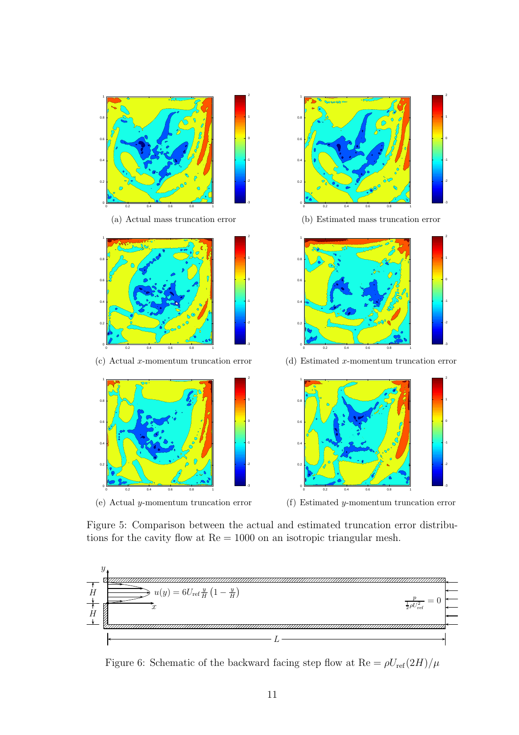(a) Actual mass truncation error

(b) Estimated mass truncation error

(c) Actual $x$-momentum truncation error

(d) Estimated $x$-momentum truncation error

(e) Actual $y$-momentum truncation error

(f) Estimated $y$-momentum truncation error

Figure 5: Comparison between the actual and estimated truncation error distributions for the cavity flow at $\mathrm{Re} = 1000$ on an isotropic triangular mesh.

$u(y) = 6U_{\mathrm{ref}}\frac{y}{H}\left(1 - \frac{y}{H}\right)$

$\frac{p}{\frac{1}{2}\rho U_{\mathrm{ref}}^2} = 0$

Figure 6: Schematic of the backward facing step flow at $\mathrm{Re} = \rho U_{\mathrm{ref}}(2H)/\mu$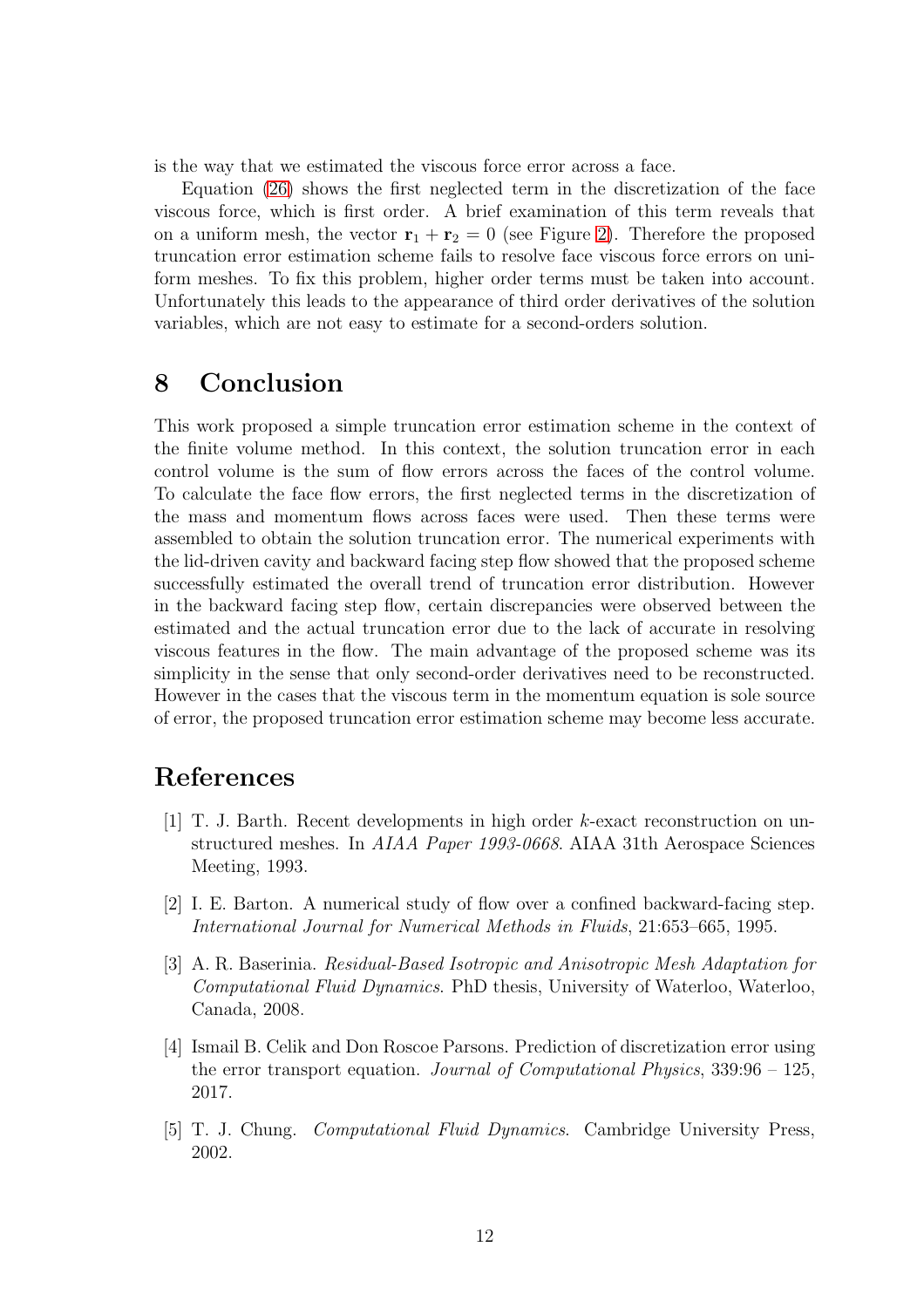is the way that we estimated the viscous force error across a face.

Equation (26) shows the first neglected term in the discretization of the face viscous force, which is first order. A brief examination of this term reveals that on a uniform mesh, the vector $\mathbf{r}_1 + \mathbf{r}_2 = 0$ (see Figure 2). Therefore the proposed truncation error estimation scheme fails to resolve face viscous force errors on uniform meshes. To fix this problem, higher order terms must be taken into account. Unfortunately this leads to the appearance of third order derivatives of the solution variables, which are not easy to estimate for a second-orders solution.

## 8 Conclusion

This work proposed a simple truncation error estimation scheme in the context of the finite volume method. In this context, the solution truncation error in each control volume is the sum of flow errors across the faces of the control volume. To calculate the face flow errors, the first neglected terms in the discretization of the mass and momentum flows across faces were used. Then these terms were assembled to obtain the solution truncation error. The numerical experiments with the lid-driven cavity and backward facing step flow showed that the proposed scheme successfully estimated the overall trend of truncation error distribution. However in the backward facing step flow, certain discrepancies were observed between the estimated and the actual truncation error due to the lack of accurate in resolving viscous features in the flow. The main advantage of the proposed scheme was its simplicity in the sense that only second-order derivatives need to be reconstructed. However in the cases that the viscous term in the momentum equation is sole source of error, the proposed truncation error estimation scheme may become less accurate.

## References

[1] T. J. Barth. Recent developments in high order $k$-exact reconstruction on unstructured meshes. In *AIAA Paper 1993-0668*. AIAA 31th Aerospace Sciences Meeting, 1993.

[2] I. E. Barton. A numerical study of flow over a confined backward-facing step. *International Journal for Numerical Methods in Fluids*, 21:653–665, 1995.

[3] A. R. Baserinia. *Residual-Based Isotropic and Anisotropic Mesh Adaptation for Computational Fluid Dynamics*. PhD thesis, University of Waterloo, Waterloo, Canada, 2008.

[4] Ismail B. Celik and Don Roscoe Parsons. Prediction of discretization error using the error transport equation. *Journal of Computational Physics*, 339:96 – 125, 2017.

[5] T. J. Chung. *Computational Fluid Dynamics*. Cambridge University Press, 2002.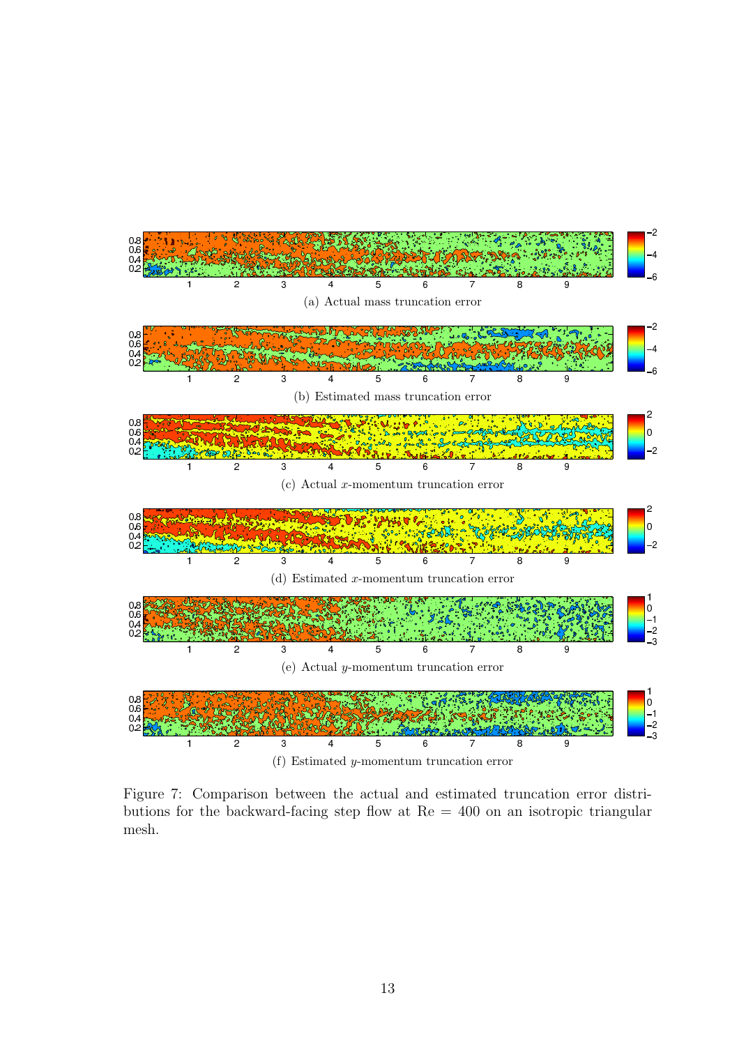(a) Actual mass truncation error

(b) Estimated mass truncation error

(c) Actual $x$-momentum truncation error

(d) Estimated $x$-momentum truncation error

(e) Actual $y$-momentum truncation error

(f) Estimated $y$-momentum truncation error

Figure 7: Comparison between the actual and estimated truncation error distributions for the backward-facing step flow at Re = 400 on an isotropic triangular mesh.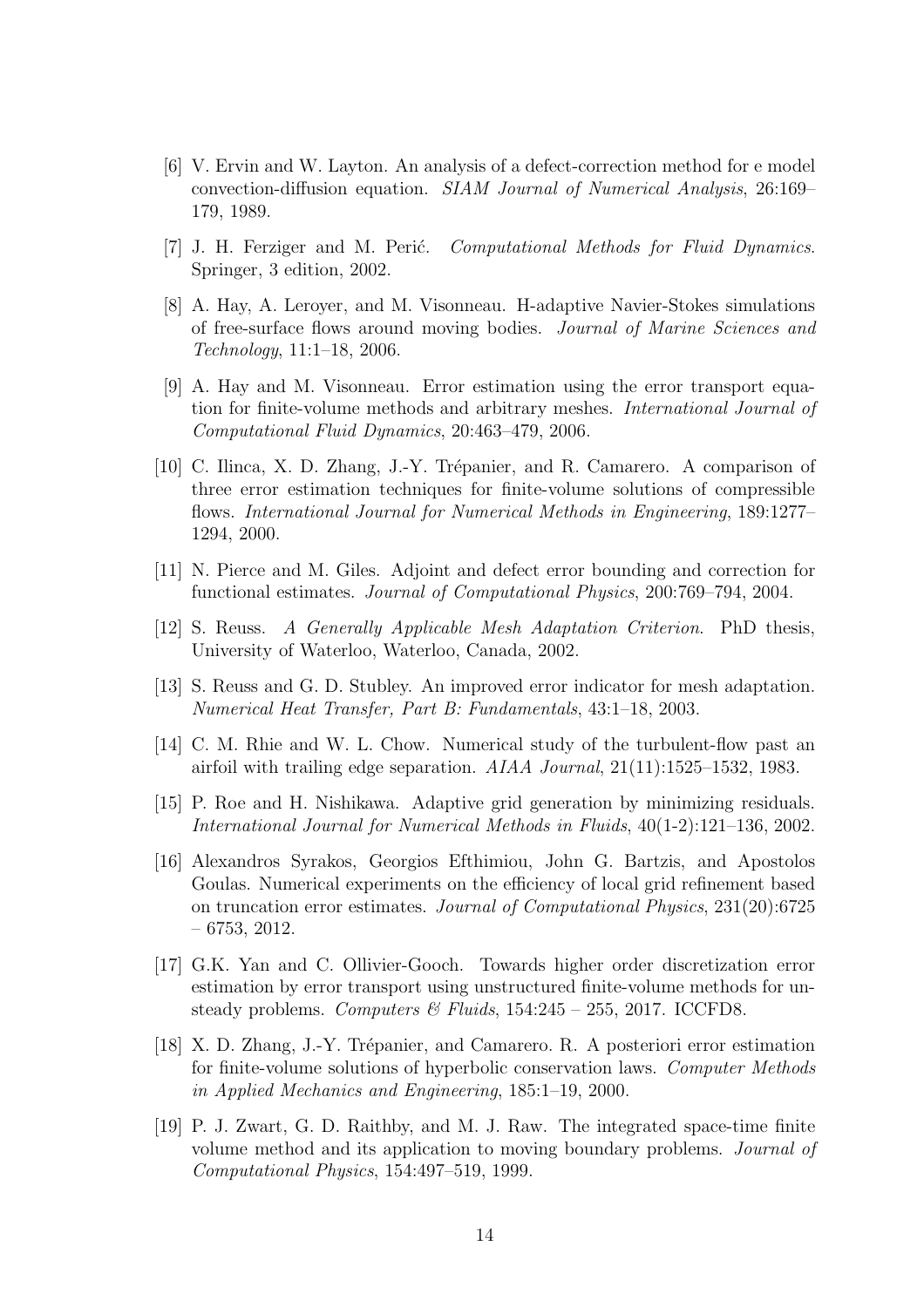[6] V. Ervin and W. Layton. An analysis of a defect-correction method for e model convection-diffusion equation. *SIAM Journal of Numerical Analysis*, 26:169–179, 1989.

[7] J. H. Ferziger and M. Perić. *Computational Methods for Fluid Dynamics*. Springer, 3 edition, 2002.

[8] A. Hay, A. Leroyer, and M. Visonneau. H-adaptive Navier-Stokes simulations of free-surface flows around moving bodies. *Journal of Marine Sciences and Technology*, 11:1–18, 2006.

[9] A. Hay and M. Visonneau. Error estimation using the error transport equation for finite-volume methods and arbitrary meshes. *International Journal of Computational Fluid Dynamics*, 20:463–479, 2006.

[10] C. Ilinca, X. D. Zhang, J.-Y. Trépanier, and R. Camarero. A comparison of three error estimation techniques for finite-volume solutions of compressible flows. *International Journal for Numerical Methods in Engineering*, 189:1277–1294, 2000.

[11] N. Pierce and M. Giles. Adjoint and defect error bounding and correction for functional estimates. *Journal of Computational Physics*, 200:769–794, 2004.

[12] S. Reuss. *A Generally Applicable Mesh Adaptation Criterion*. PhD thesis, University of Waterloo, Waterloo, Canada, 2002.

[13] S. Reuss and G. D. Stubley. An improved error indicator for mesh adaptation. *Numerical Heat Transfer, Part B: Fundamentals*, 43:1–18, 2003.

[14] C. M. Rhie and W. L. Chow. Numerical study of the turbulent-flow past an airfoil with trailing edge separation. *AIAA Journal*, 21(11):1525–1532, 1983.

[15] P. Roe and H. Nishikawa. Adaptive grid generation by minimizing residuals. *International Journal for Numerical Methods in Fluids*, 40(1-2):121–136, 2002.

[16] Alexandros Syrakos, Georgios Efthimiou, John G. Bartzis, and Apostolos Goulas. Numerical experiments on the efficiency of local grid refinement based on truncation error estimates. *Journal of Computational Physics*, 231(20):6725 – 6753, 2012.

[17] G.K. Yan and C. Ollivier-Gooch. Towards higher order discretization error estimation by error transport using unstructured finite-volume methods for unsteady problems. *Computers & Fluids*, 154:245 – 255, 2017. ICCFD8.

[18] X. D. Zhang, J.-Y. Trépanier, and Camarero. R. A posteriori error estimation for finite-volume solutions of hyperbolic conservation laws. *Computer Methods in Applied Mechanics and Engineering*, 185:1–19, 2000.

[19] P. J. Zwart, G. D. Raithby, and M. J. Raw. The integrated space-time finite volume method and its application to moving boundary problems. *Journal of Computational Physics*, 154:497–519, 1999.